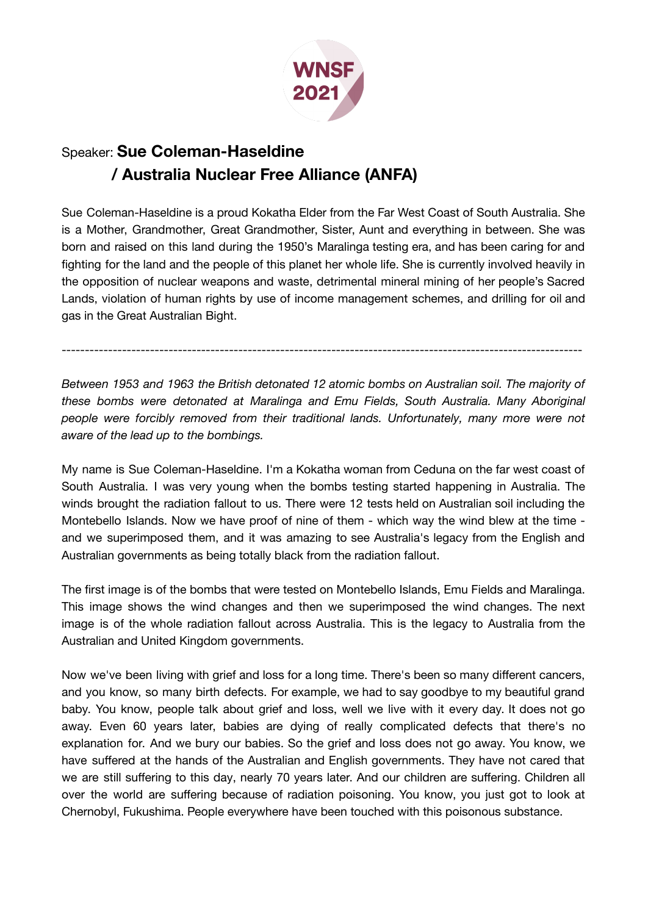Speaker: **Sue Coleman-Haseldine / Australia Nuclear Free Alliance (ANFA)**

Sue Coleman-Haseldine is a proud Kokatha Elder from the Far West Coast of South Australia. She is a Mother, Grandmother, Great Grandmother, Sister, Aunt and everything in between. She was born and raised on this land during the 1950's Maralinga testing era, and has been caring for and fighting for the land and the people of this planet her whole life. She is currently involved heavily in the opposition of nuclear weapons and waste, detrimental mineral mining of her people's Sacred Lands, violation of human rights by use of income management schemes, and drilling for oil and gas in the Great Australian Bight.

---

*Between 1953 and 1963 the British detonated 12 atomic bombs on Australian soil. The majority of these bombs were detonated at Maralinga and Emu Fields, South Australia. Many Aboriginal people were forcibly removed from their traditional lands. Unfortunately, many more were not aware of the lead up to the bombings.*

My name is Sue Coleman-Haseldine. I'm a Kokatha woman from Ceduna on the far west coast of South Australia. I was very young when the bombs testing started happening in Australia. The winds brought the radiation fallout to us. There were 12 tests held on Australian soil including the Montebello Islands. Now we have proof of nine of them - which way the wind blew at the time - and we superimposed them, and it was amazing to see Australia's legacy from the English and Australian governments as being totally black from the radiation fallout.

The first image is of the bombs that were tested on Montebello Islands, Emu Fields and Maralinga. This image shows the wind changes and then we superimposed the wind changes. The next image is of the whole radiation fallout across Australia. This is the legacy to Australia from the Australian and United Kingdom governments.

Now we've been living with grief and loss for a long time. There's been so many different cancers, and you know, so many birth defects. For example, we had to say goodbye to my beautiful grand baby. You know, people talk about grief and loss, well we live with it every day. It does not go away. Even 60 years later, babies are dying of really complicated defects that there's no explanation for. And we bury our babies. So the grief and loss does not go away. You know, we have suffered at the hands of the Australian and English governments. They have not cared that we are still suffering to this day, nearly 70 years later. And our children are suffering. Children all over the world are suffering because of radiation poisoning. You know, you just got to look at Chernobyl, Fukushima. People everywhere have been touched with this poisonous substance.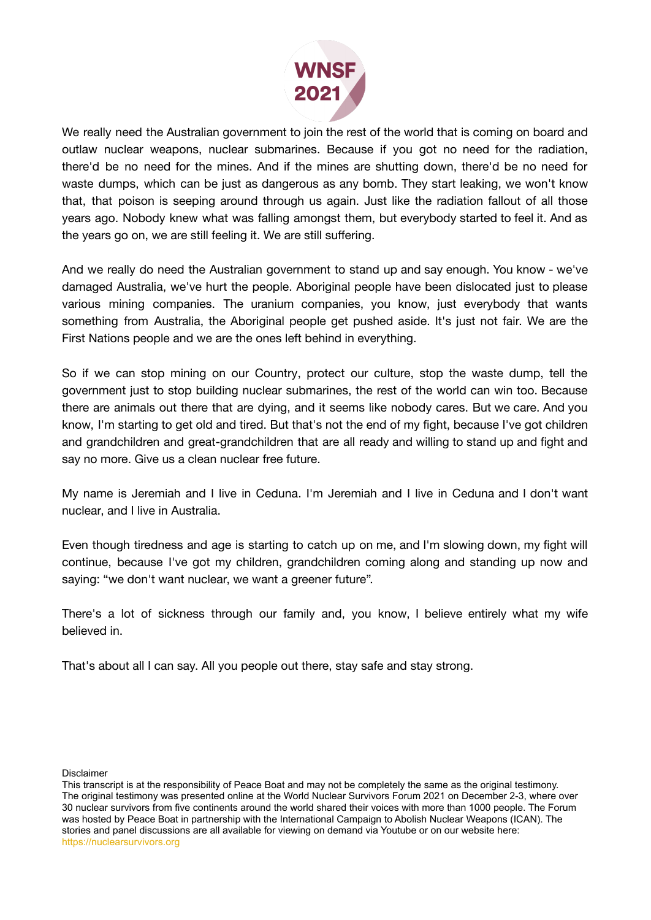We really need the Australian government to join the rest of the world that is coming on board and outlaw nuclear weapons, nuclear submarines. Because if you got no need for the radiation, there'd be no need for the mines. And if the mines are shutting down, there'd be no need for waste dumps, which can be just as dangerous as any bomb. They start leaking, we won't know that, that poison is seeping around through us again. Just like the radiation fallout of all those years ago. Nobody knew what was falling amongst them, but everybody started to feel it. And as the years go on, we are still feeling it. We are still suffering.

And we really do need the Australian government to stand up and say enough. You know - we've damaged Australia, we've hurt the people. Aboriginal people have been dislocated just to please various mining companies. The uranium companies, you know, just everybody that wants something from Australia, the Aboriginal people get pushed aside. It's just not fair. We are the First Nations people and we are the ones left behind in everything.

So if we can stop mining on our Country, protect our culture, stop the waste dump, tell the government just to stop building nuclear submarines, the rest of the world can win too. Because there are animals out there that are dying, and it seems like nobody cares. But we care. And you know, I'm starting to get old and tired. But that's not the end of my fight, because I've got children and grandchildren and great-grandchildren that are all ready and willing to stand up and fight and say no more. Give us a clean nuclear free future.

My name is Jeremiah and I live in Ceduna. I'm Jeremiah and I live in Ceduna and I don't want nuclear, and I live in Australia.

Even though tiredness and age is starting to catch up on me, and I'm slowing down, my fight will continue, because I've got my children, grandchildren coming along and standing up now and saying: "we don't want nuclear, we want a greener future".

There's a lot of sickness through our family and, you know, I believe entirely what my wife believed in.

That's about all I can say. All you people out there, stay safe and stay strong.

Disclaimer

This transcript is at the responsibility of Peace Boat and may not be completely the same as the original testimony. The original testimony was presented online at the World Nuclear Survivors Forum 2021 on December 2-3, where over 30 nuclear survivors from five continents around the world shared their voices with more than 1000 people. The Forum was hosted by Peace Boat in partnership with the International Campaign to Abolish Nuclear Weapons (ICAN). The stories and panel discussions are all available for viewing on demand via Youtube or on our website here: https://nuclearsurvivors.org